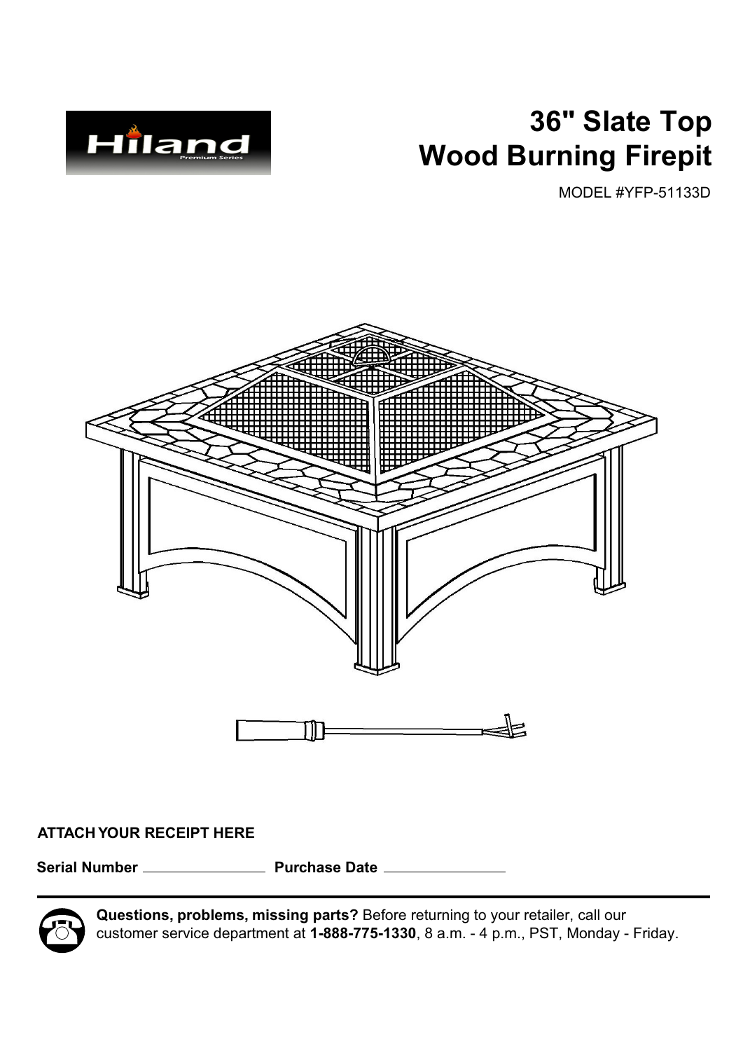Hiland
Premium Series

# 36" Slate Top Wood Burning Firepit

MODEL #YFP-51133D

**ATTACH YOUR RECEIPT HERE**

**Serial Number** ________________ **Purchase Date** ________________

**Questions, problems, missing parts?** Before returning to your retailer, call our customer service department at **1-888-775-1330**, 8 a.m. - 4 p.m., PST, Monday - Friday.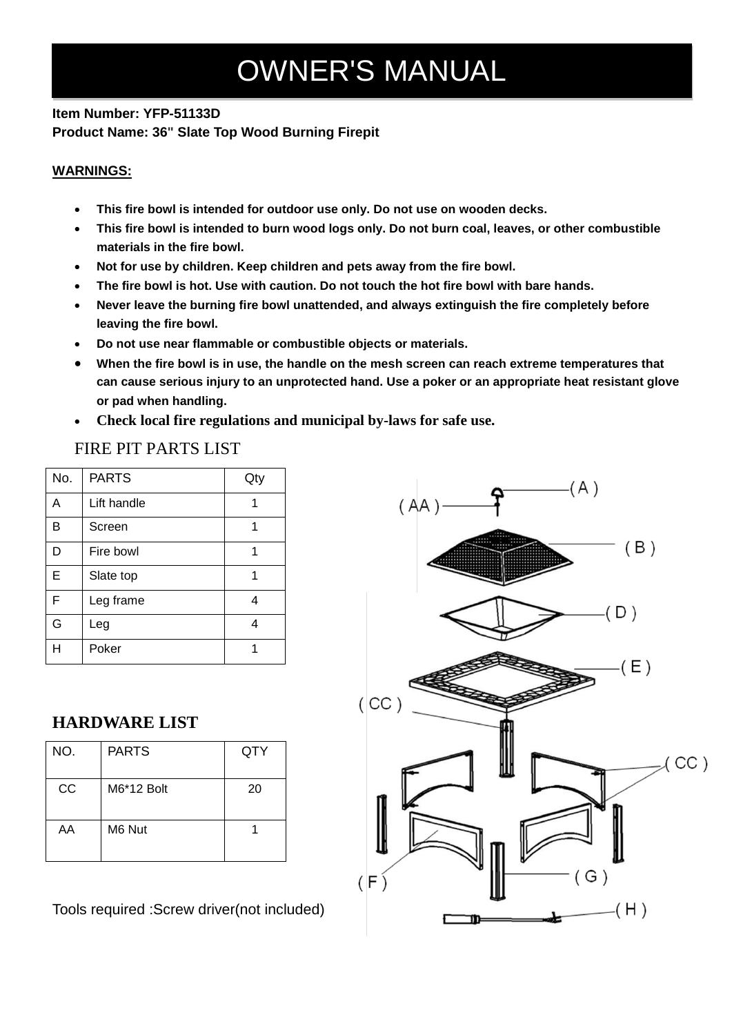# OWNER'S MANUAL

**Item Number: YFP-51133D**
**Product Name: 36" Slate Top Wood Burning Firepit**

**WARNINGS:**

- **This fire bowl is intended for outdoor use only. Do not use on wooden decks.**
- **This fire bowl is intended to burn wood logs only. Do not burn coal, leaves, or other combustible materials in the fire bowl.**
- **Not for use by children. Keep children and pets away from the fire bowl.**
- **The fire bowl is hot. Use with caution. Do not touch the hot fire bowl with bare hands.**
- **Never leave the burning fire bowl unattended, and always extinguish the fire completely before leaving the fire bowl.**
- **Do not use near flammable or combustible objects or materials.**
- **When the fire bowl is in use, the handle on the mesh screen can reach extreme temperatures that can cause serious injury to an unprotected hand. Use a poker or an appropriate heat resistant glove or pad when handling.**
- **Check local fire regulations and municipal by-laws for safe use.**

## FIRE PIT PARTS LIST

| No. | PARTS | Qty |
|---|---|---|
| A | Lift handle | 1 |
| B | Screen | 1 |
| D | Fire bowl | 1 |
| E | Slate top | 1 |
| F | Leg frame | 4 |
| G | Leg | 4 |
| H | Poker | 1 |

## HARDWARE LIST

| NO. | PARTS | QTY |
|---|---|---|
| CC | M6*12 Bolt | 20 |
| AA | M6 Nut | 1 |

Tools required :Screw driver(not included)

(A) (AA) (B) (D) (E) (CC) (CC) (F) (G) (H)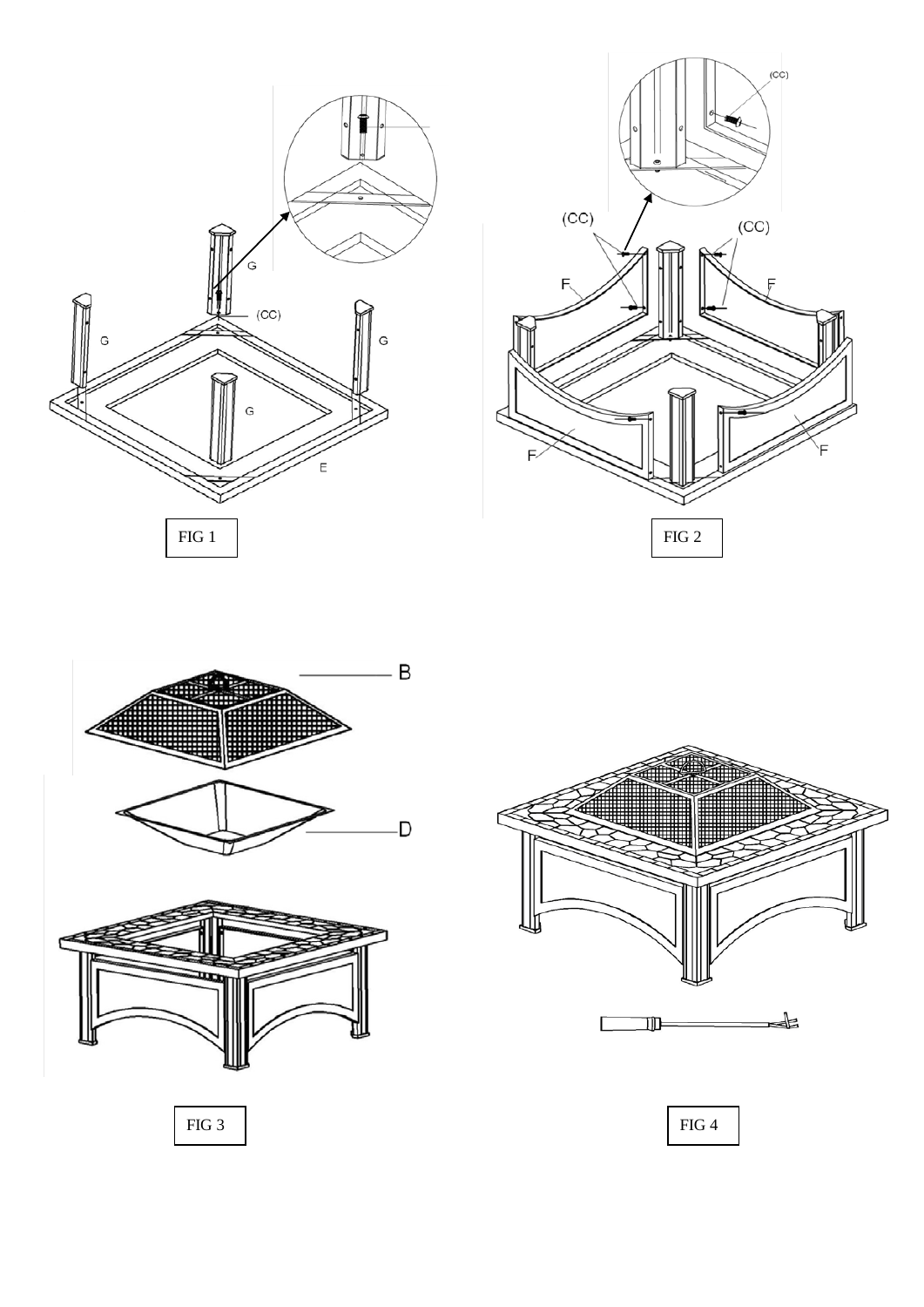FIG 1

FIG 2

FIG 3

FIG 4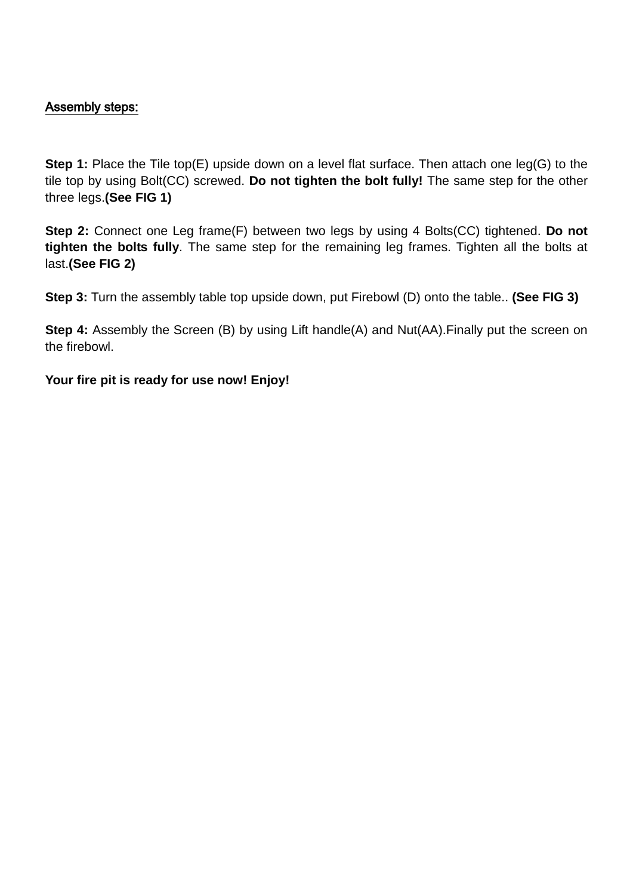## Assembly steps:

**Step 1:** Place the Tile top(E) upside down on a level flat surface. Then attach one leg(G) to the tile top by using Bolt(CC) screwed. **Do not tighten the bolt fully!** The same step for the other three legs.**(See FIG 1)**

**Step 2:** Connect one Leg frame(F) between two legs by using 4 Bolts(CC) tightened. **Do not tighten the bolts fully**. The same step for the remaining leg frames. Tighten all the bolts at last.**(See FIG 2)**

**Step 3:** Turn the assembly table top upside down, put Firebowl (D) onto the table.. **(See FIG 3)**

**Step 4:** Assembly the Screen (B) by using Lift handle(A) and Nut(AA).Finally put the screen on the firebowl.

**Your fire pit is ready for use now! Enjoy!**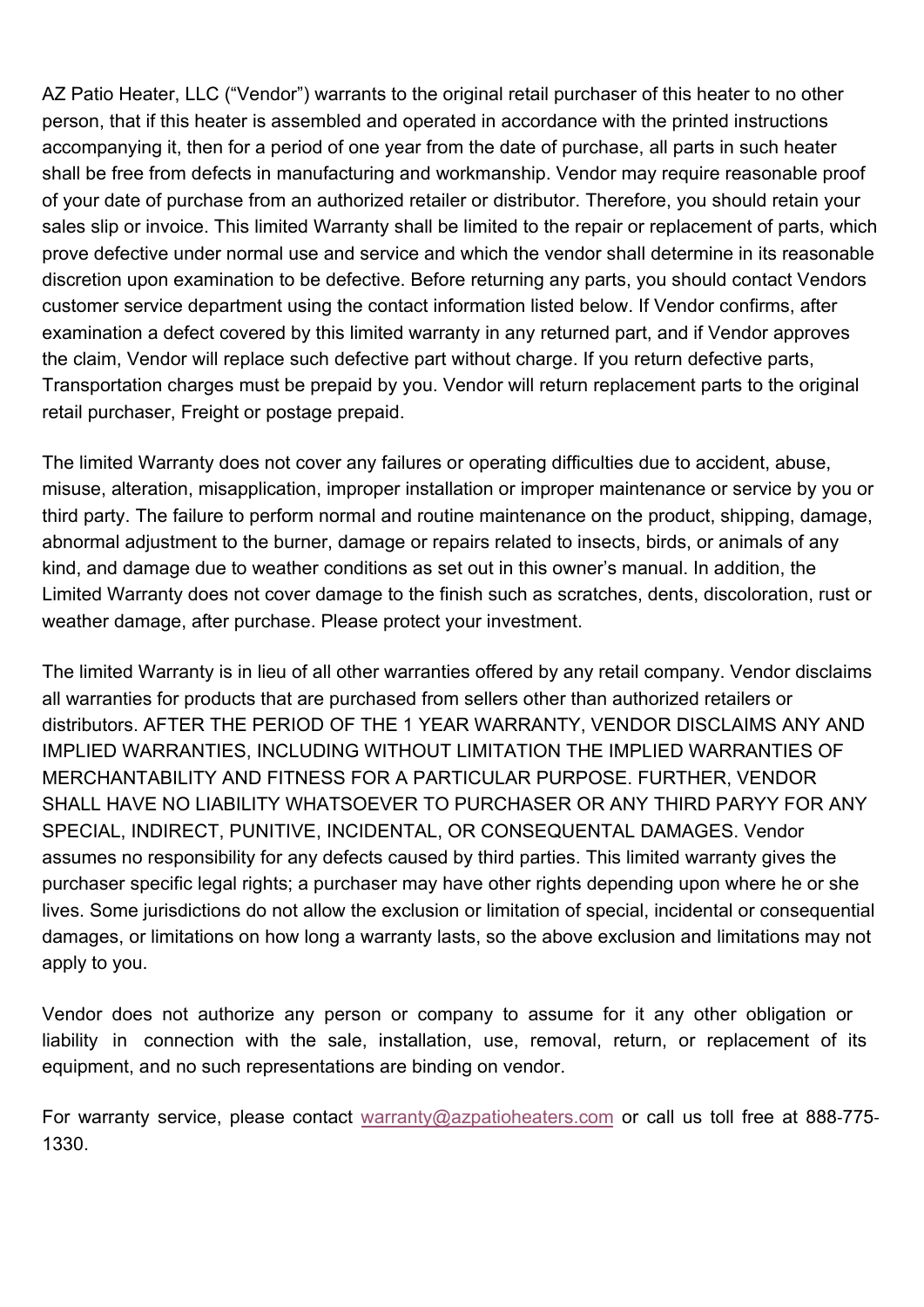AZ Patio Heater, LLC ("Vendor") warrants to the original retail purchaser of this heater to no other person, that if this heater is assembled and operated in accordance with the printed instructions accompanying it, then for a period of one year from the date of purchase, all parts in such heater shall be free from defects in manufacturing and workmanship. Vendor may require reasonable proof of your date of purchase from an authorized retailer or distributor. Therefore, you should retain your sales slip or invoice. This limited Warranty shall be limited to the repair or replacement of parts, which prove defective under normal use and service and which the vendor shall determine in its reasonable discretion upon examination to be defective. Before returning any parts, you should contact Vendors customer service department using the contact information listed below. If Vendor confirms, after examination a defect covered by this limited warranty in any returned part, and if Vendor approves the claim, Vendor will replace such defective part without charge. If you return defective parts, Transportation charges must be prepaid by you. Vendor will return replacement parts to the original retail purchaser, Freight or postage prepaid.

The limited Warranty does not cover any failures or operating difficulties due to accident, abuse, misuse, alteration, misapplication, improper installation or improper maintenance or service by you or third party. The failure to perform normal and routine maintenance on the product, shipping, damage, abnormal adjustment to the burner, damage or repairs related to insects, birds, or animals of any kind, and damage due to weather conditions as set out in this owner's manual. In addition, the Limited Warranty does not cover damage to the finish such as scratches, dents, discoloration, rust or weather damage, after purchase. Please protect your investment.

The limited Warranty is in lieu of all other warranties offered by any retail company. Vendor disclaims all warranties for products that are purchased from sellers other than authorized retailers or distributors. AFTER THE PERIOD OF THE 1 YEAR WARRANTY, VENDOR DISCLAIMS ANY AND IMPLIED WARRANTIES, INCLUDING WITHOUT LIMITATION THE IMPLIED WARRANTIES OF MERCHANTABILITY AND FITNESS FOR A PARTICULAR PURPOSE. FURTHER, VENDOR SHALL HAVE NO LIABILITY WHATSOEVER TO PURCHASER OR ANY THIRD PARYY FOR ANY SPECIAL, INDIRECT, PUNITIVE, INCIDENTAL, OR CONSEQUENTAL DAMAGES. Vendor assumes no responsibility for any defects caused by third parties. This limited warranty gives the purchaser specific legal rights; a purchaser may have other rights depending upon where he or she lives. Some jurisdictions do not allow the exclusion or limitation of special, incidental or consequential damages, or limitations on how long a warranty lasts, so the above exclusion and limitations may not apply to you.

Vendor does not authorize any person or company to assume for it any other obligation or liability in connection with the sale, installation, use, removal, return, or replacement of its equipment, and no such representations are binding on vendor.

For warranty service, please contact warranty@azpatioheaters.com or call us toll free at 888-775-1330.